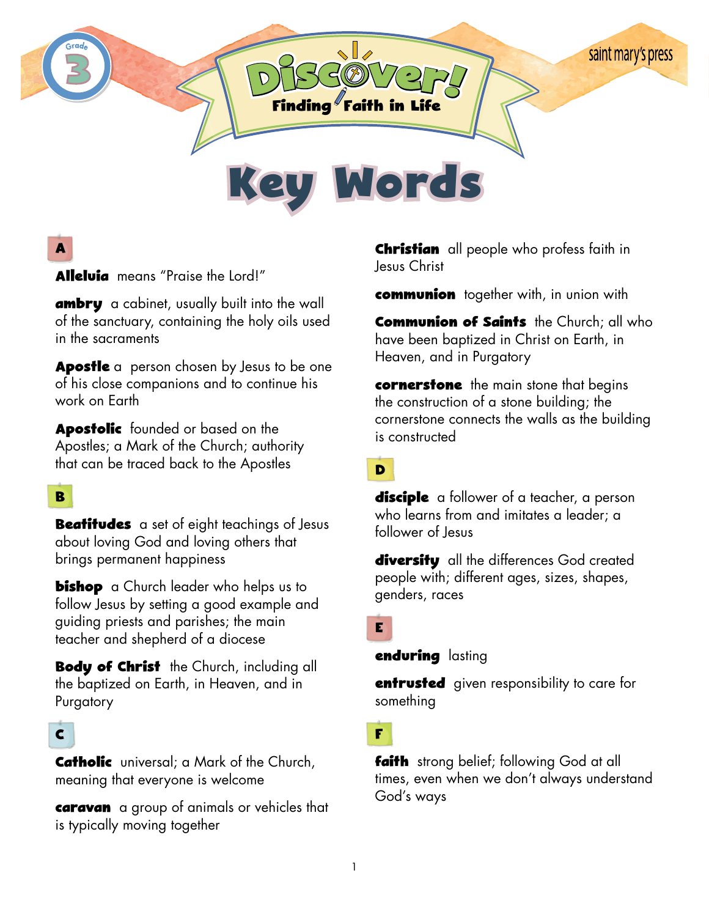Grade 3

# Discover! Finding Faith in Life

saint mary's press

# Key Words

## A

**Alleluia** means "Praise the Lord!"

**ambry** a cabinet, usually built into the wall of the sanctuary, containing the holy oils used in the sacraments

**Apostle** a person chosen by Jesus to be one of his close companions and to continue his work on Earth

**Apostolic** founded or based on the Apostles; a Mark of the Church; authority that can be traced back to the Apostles

## B

**Beatitudes** a set of eight teachings of Jesus about loving God and loving others that brings permanent happiness

**bishop** a Church leader who helps us to follow Jesus by setting a good example and guiding priests and parishes; the main teacher and shepherd of a diocese

**Body of Christ** the Church, including all the baptized on Earth, in Heaven, and in Purgatory

## C

**Catholic** universal; a Mark of the Church, meaning that everyone is welcome

**caravan** a group of animals or vehicles that is typically moving together

**Christian** all people who profess faith in Jesus Christ

**communion** together with, in union with

**Communion of Saints** the Church; all who have been baptized in Christ on Earth, in Heaven, and in Purgatory

**cornerstone** the main stone that begins the construction of a stone building; the cornerstone connects the walls as the building is constructed

## D

**disciple** a follower of a teacher, a person who learns from and imitates a leader; a follower of Jesus

**diversity** all the differences God created people with; different ages, sizes, shapes, genders, races

## E

**enduring** lasting

**entrusted** given responsibility to care for something

## F

**faith** strong belief; following God at all times, even when we don't always understand God's ways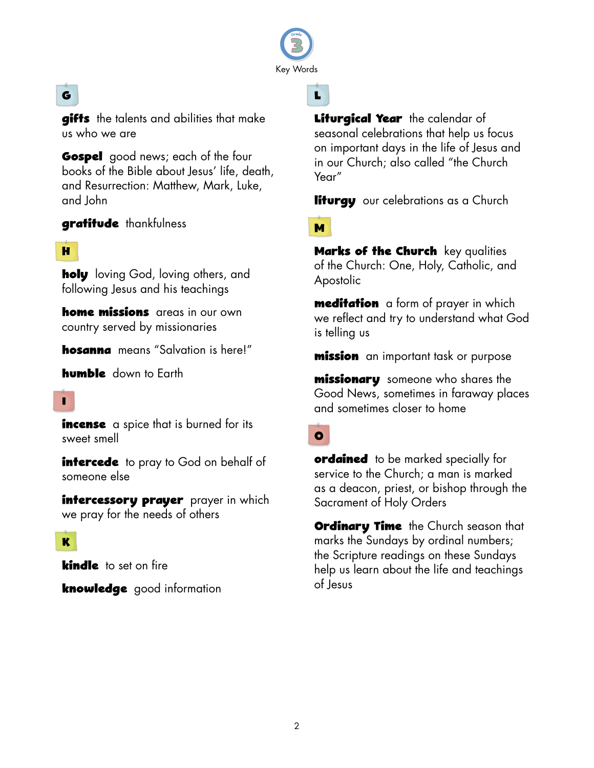Key Words

## G

**gifts** the talents and abilities that make us who we are

**Gospel** good news; each of the four books of the Bible about Jesus' life, death, and Resurrection: Matthew, Mark, Luke, and John

**gratitude** thankfulness

## H

**holy** loving God, loving others, and following Jesus and his teachings

**home missions** areas in our own country served by missionaries

**hosanna** means "Salvation is here!"

**humble** down to Earth

## I

**incense** a spice that is burned for its sweet smell

**intercede** to pray to God on behalf of someone else

**intercessory prayer** prayer in which we pray for the needs of others

## K

**kindle** to set on fire

**knowledge** good information

## L

**Liturgical Year** the calendar of seasonal celebrations that help us focus on important days in the life of Jesus and in our Church; also called "the Church Year"

**liturgy** our celebrations as a Church

## M

**Marks of the Church** key qualities of the Church: One, Holy, Catholic, and Apostolic

**meditation** a form of prayer in which we reflect and try to understand what God is telling us

**mission** an important task or purpose

**missionary** someone who shares the Good News, sometimes in faraway places and sometimes closer to home

## O

**ordained** to be marked specially for service to the Church; a man is marked as a deacon, priest, or bishop through the Sacrament of Holy Orders

**Ordinary Time** the Church season that marks the Sundays by ordinal numbers; the Scripture readings on these Sundays help us learn about the life and teachings of Jesus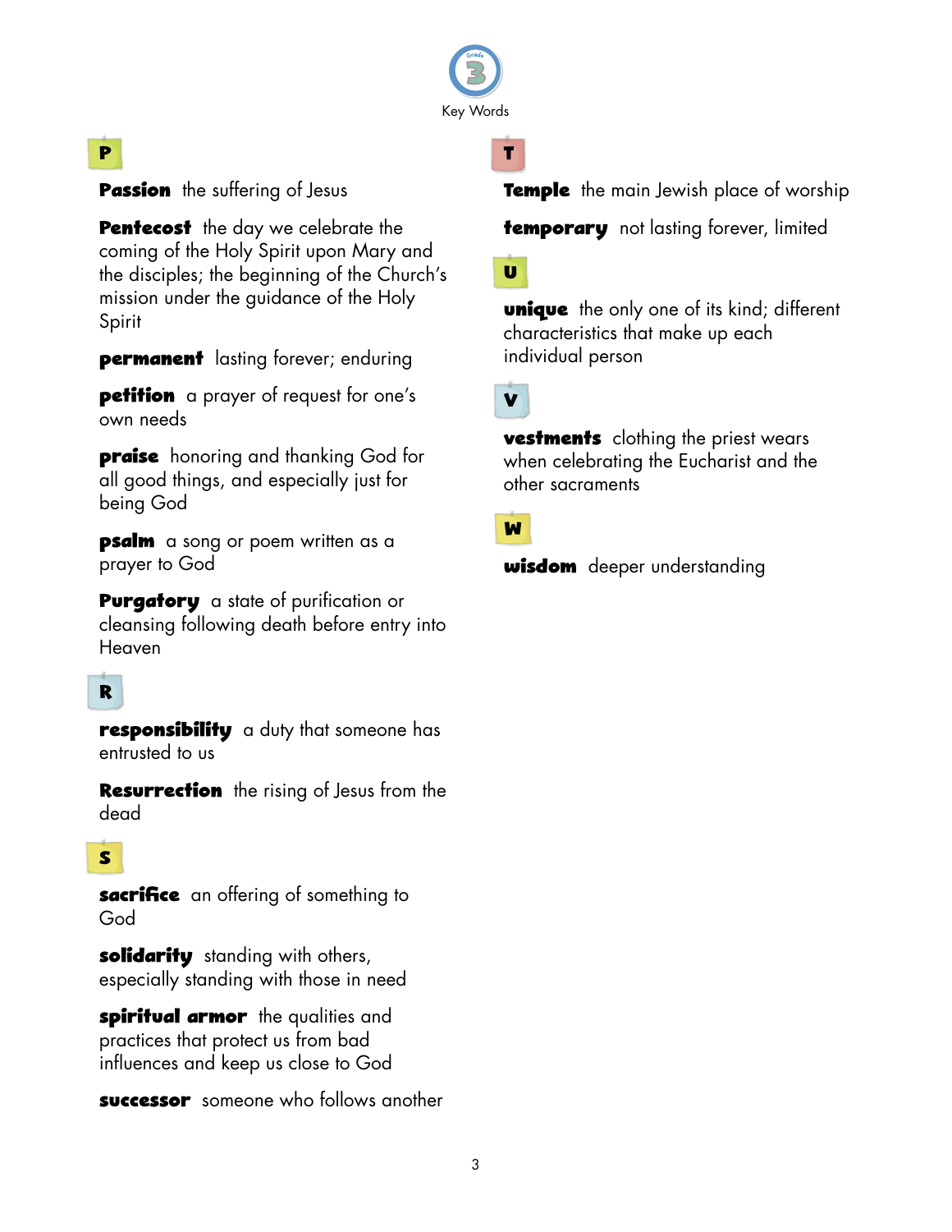Key Words

## P

**Passion** the suffering of Jesus

**Pentecost** the day we celebrate the coming of the Holy Spirit upon Mary and the disciples; the beginning of the Church's mission under the guidance of the Holy Spirit

**permanent** lasting forever; enduring

**petition** a prayer of request for one's own needs

**praise** honoring and thanking God for all good things, and especially just for being God

**psalm** a song or poem written as a prayer to God

**Purgatory** a state of purification or cleansing following death before entry into Heaven

## R

**responsibility** a duty that someone has entrusted to us

**Resurrection** the rising of Jesus from the dead

## S

**sacrifice** an offering of something to God

**solidarity** standing with others, especially standing with those in need

**spiritual armor** the qualities and practices that protect us from bad influences and keep us close to God

**successor** someone who follows another

## T

**Temple** the main Jewish place of worship

**temporary** not lasting forever, limited

## U

**unique** the only one of its kind; different characteristics that make up each individual person

## V

**vestments** clothing the priest wears when celebrating the Eucharist and the other sacraments

## W

**wisdom** deeper understanding